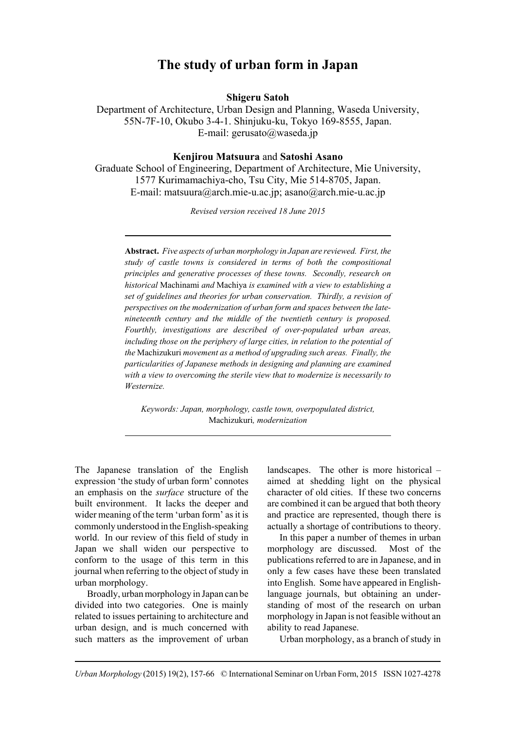# The study of urban form in Japan

**Shigeru Satoh**

Department of Architecture, Urban Design and Planning, Waseda University, 55N-7F-10, Okubo 3-4-1. Shinjuku-ku, Tokyo 169-8555, Japan.
E-mail: gerusato@waseda.jp

**Kenjirou Matsuura** and **Satoshi Asano**

Graduate School of Engineering, Department of Architecture, Mie University, 1577 Kurimamachiya-cho, Tsu City, Mie 514-8705, Japan.
E-mail: matsuura@arch.mie-u.ac.jp; asano@arch.mie-u.ac.jp

*Revised version received 18 June 2015*

---

**Abstract.** *Five aspects of urban morphology in Japan are reviewed. First, the study of castle towns is considered in terms of both the compositional principles and generative processes of these towns. Secondly, research on historical* Machinami *and* Machiya *is examined with a view to establishing a set of guidelines and theories for urban conservation. Thirdly, a revision of perspectives on the modernization of urban form and spaces between the late-nineteenth century and the middle of the twentieth century is proposed. Fourthly, investigations are described of over-populated urban areas, including those on the periphery of large cities, in relation to the potential of the* Machizukuri *movement as a method of upgrading such areas. Finally, the particularities of Japanese methods in designing and planning are examined with a view to overcoming the sterile view that to modernize is necessarily to Westernize.*

*Keywords: Japan, morphology, castle town, overpopulated district,* Machizukuri*, modernization*

---

The Japanese translation of the English expression 'the study of urban form' connotes an emphasis on the *surface* structure of the built environment. It lacks the deeper and wider meaning of the term 'urban form' as it is commonly understood in the English-speaking world. In our review of this field of study in Japan we shall widen our perspective to conform to the usage of this term in this journal when referring to the object of study in urban morphology.

Broadly, urban morphology in Japan can be divided into two categories. One is mainly related to issues pertaining to architecture and urban design, and is much concerned with such matters as the improvement of urban landscapes. The other is more historical – aimed at shedding light on the physical character of old cities. If these two concerns are combined it can be argued that both theory and practice are represented, though there is actually a shortage of contributions to theory.

In this paper a number of themes in urban morphology are discussed. Most of the publications referred to are in Japanese, and in only a few cases have these been translated into English. Some have appeared in English-language journals, but obtaining an understanding of most of the research on urban morphology in Japan is not feasible without an ability to read Japanese.

Urban morphology, as a branch of study in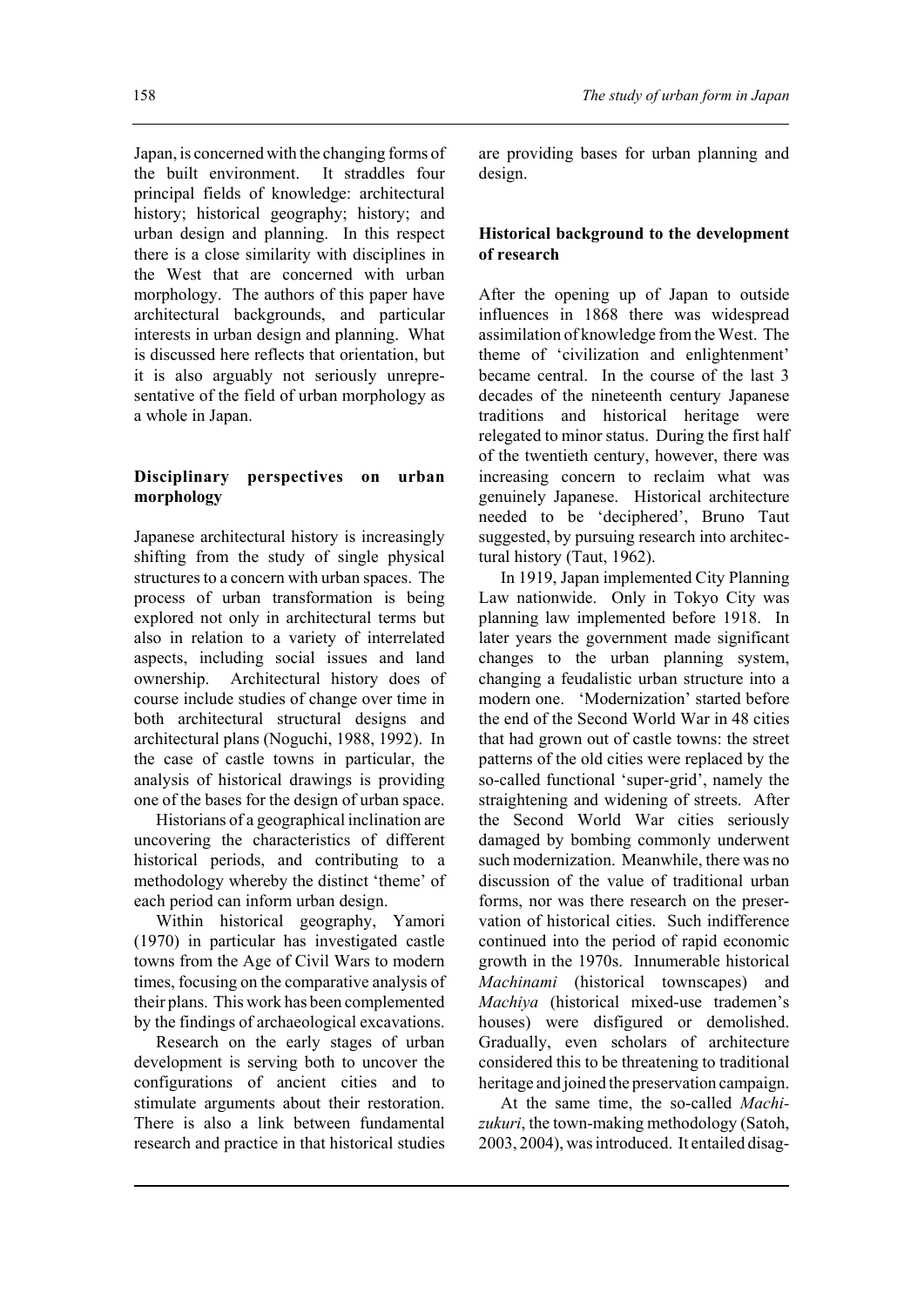Japan, is concerned with the changing forms of the built environment. It straddles four principal fields of knowledge: architectural history; historical geography; history; and urban design and planning. In this respect there is a close similarity with disciplines in the West that are concerned with urban morphology. The authors of this paper have architectural backgrounds, and particular interests in urban design and planning. What is discussed here reflects that orientation, but it is also arguably not seriously unrepresentative of the field of urban morphology as a whole in Japan.

## Disciplinary perspectives on urban morphology

Japanese architectural history is increasingly shifting from the study of single physical structures to a concern with urban spaces. The process of urban transformation is being explored not only in architectural terms but also in relation to a variety of interrelated aspects, including social issues and land ownership. Architectural history does of course include studies of change over time in both architectural structural designs and architectural plans (Noguchi, 1988, 1992). In the case of castle towns in particular, the analysis of historical drawings is providing one of the bases for the design of urban space.

Historians of a geographical inclination are uncovering the characteristics of different historical periods, and contributing to a methodology whereby the distinct 'theme' of each period can inform urban design.

Within historical geography, Yamori (1970) in particular has investigated castle towns from the Age of Civil Wars to modern times, focusing on the comparative analysis of their plans. This work has been complemented by the findings of archaeological excavations.

Research on the early stages of urban development is serving both to uncover the configurations of ancient cities and to stimulate arguments about their restoration. There is also a link between fundamental research and practice in that historical studies are providing bases for urban planning and design.

## Historical background to the development of research

After the opening up of Japan to outside influences in 1868 there was widespread assimilation of knowledge from the West. The theme of 'civilization and enlightenment' became central. In the course of the last 3 decades of the nineteenth century Japanese traditions and historical heritage were relegated to minor status. During the first half of the twentieth century, however, there was increasing concern to reclaim what was genuinely Japanese. Historical architecture needed to be 'deciphered', Bruno Taut suggested, by pursuing research into architectural history (Taut, 1962).

In 1919, Japan implemented City Planning Law nationwide. Only in Tokyo City was planning law implemented before 1918. In later years the government made significant changes to the urban planning system, changing a feudalistic urban structure into a modern one. 'Modernization' started before the end of the Second World War in 48 cities that had grown out of castle towns: the street patterns of the old cities were replaced by the so-called functional 'super-grid', namely the straightening and widening of streets. After the Second World War cities seriously damaged by bombing commonly underwent such modernization. Meanwhile, there was no discussion of the value of traditional urban forms, nor was there research on the preservation of historical cities. Such indifference continued into the period of rapid economic growth in the 1970s. Innumerable historical *Machinami* (historical townscapes) and *Machiya* (historical mixed-use trademen's houses) were disfigured or demolished. Gradually, even scholars of architecture considered this to be threatening to traditional heritage and joined the preservation campaign.

At the same time, the so-called *Machizukuri*, the town-making methodology (Satoh, 2003, 2004), was introduced. It entailed disag-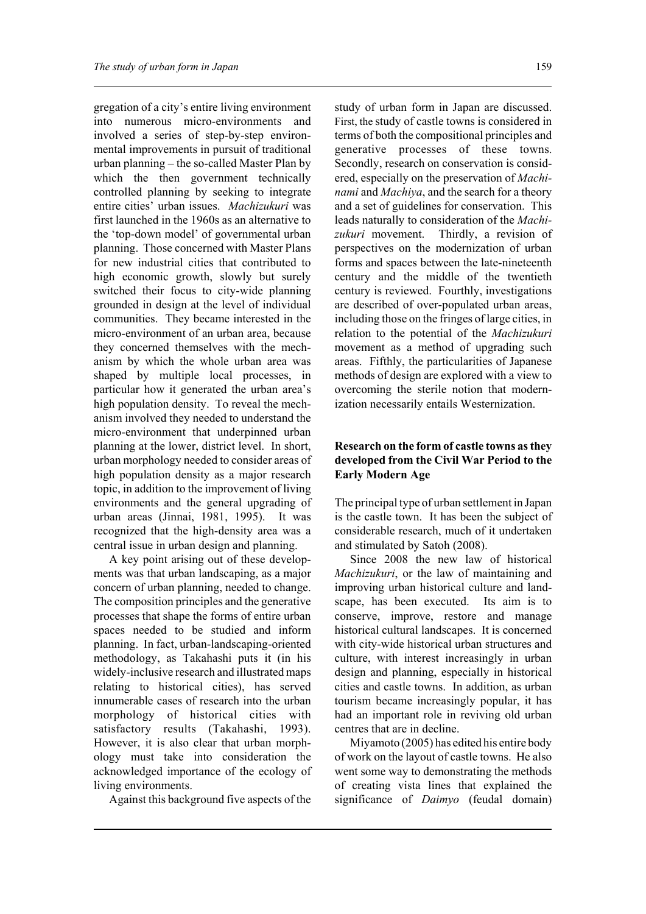gregation of a city's entire living environment into numerous micro-environments and involved a series of step-by-step environmental improvements in pursuit of traditional urban planning – the so-called Master Plan by which the then government technically controlled planning by seeking to integrate entire cities' urban issues. *Machizukuri* was first launched in the 1960s as an alternative to the 'top-down model' of governmental urban planning. Those concerned with Master Plans for new industrial cities that contributed to high economic growth, slowly but surely switched their focus to city-wide planning grounded in design at the level of individual communities. They became interested in the micro-environment of an urban area, because they concerned themselves with the mechanism by which the whole urban area was shaped by multiple local processes, in particular how it generated the urban area's high population density. To reveal the mechanism involved they needed to understand the micro-environment that underpinned urban planning at the lower, district level. In short, urban morphology needed to consider areas of high population density as a major research topic, in addition to the improvement of living environments and the general upgrading of urban areas (Jinnai, 1981, 1995). It was recognized that the high-density area was a central issue in urban design and planning.

A key point arising out of these developments was that urban landscaping, as a major concern of urban planning, needed to change. The composition principles and the generative processes that shape the forms of entire urban spaces needed to be studied and inform planning. In fact, urban-landscaping-oriented methodology, as Takahashi puts it (in his widely-inclusive research and illustrated maps relating to historical cities), has served innumerable cases of research into the urban morphology of historical cities with satisfactory results (Takahashi, 1993). However, it is also clear that urban morphology must take into consideration the acknowledged importance of the ecology of living environments.

Against this background five aspects of the study of urban form in Japan are discussed. First, the study of castle towns is considered in terms of both the compositional principles and generative processes of these towns. Secondly, research on conservation is considered, especially on the preservation of *Machinami* and *Machiya*, and the search for a theory and a set of guidelines for conservation. This leads naturally to consideration of the *Machizukuri* movement. Thirdly, a revision of perspectives on the modernization of urban forms and spaces between the late-nineteenth century and the middle of the twentieth century is reviewed. Fourthly, investigations are described of over-populated urban areas, including those on the fringes of large cities, in relation to the potential of the *Machizukuri* movement as a method of upgrading such areas. Fifthly, the particularities of Japanese methods of design are explored with a view to overcoming the sterile notion that modernization necessarily entails Westernization.

## Research on the form of castle towns as they developed from the Civil War Period to the Early Modern Age

The principal type of urban settlement in Japan is the castle town. It has been the subject of considerable research, much of it undertaken and stimulated by Satoh (2008).

Since 2008 the new law of historical *Machizukuri*, or the law of maintaining and improving urban historical culture and landscape, has been executed. Its aim is to conserve, improve, restore and manage historical cultural landscapes. It is concerned with city-wide historical urban structures and culture, with interest increasingly in urban design and planning, especially in historical cities and castle towns. In addition, as urban tourism became increasingly popular, it has had an important role in reviving old urban centres that are in decline.

Miyamoto (2005) has edited his entire body of work on the layout of castle towns. He also went some way to demonstrating the methods of creating vista lines that explained the significance of *Daimyo* (feudal domain)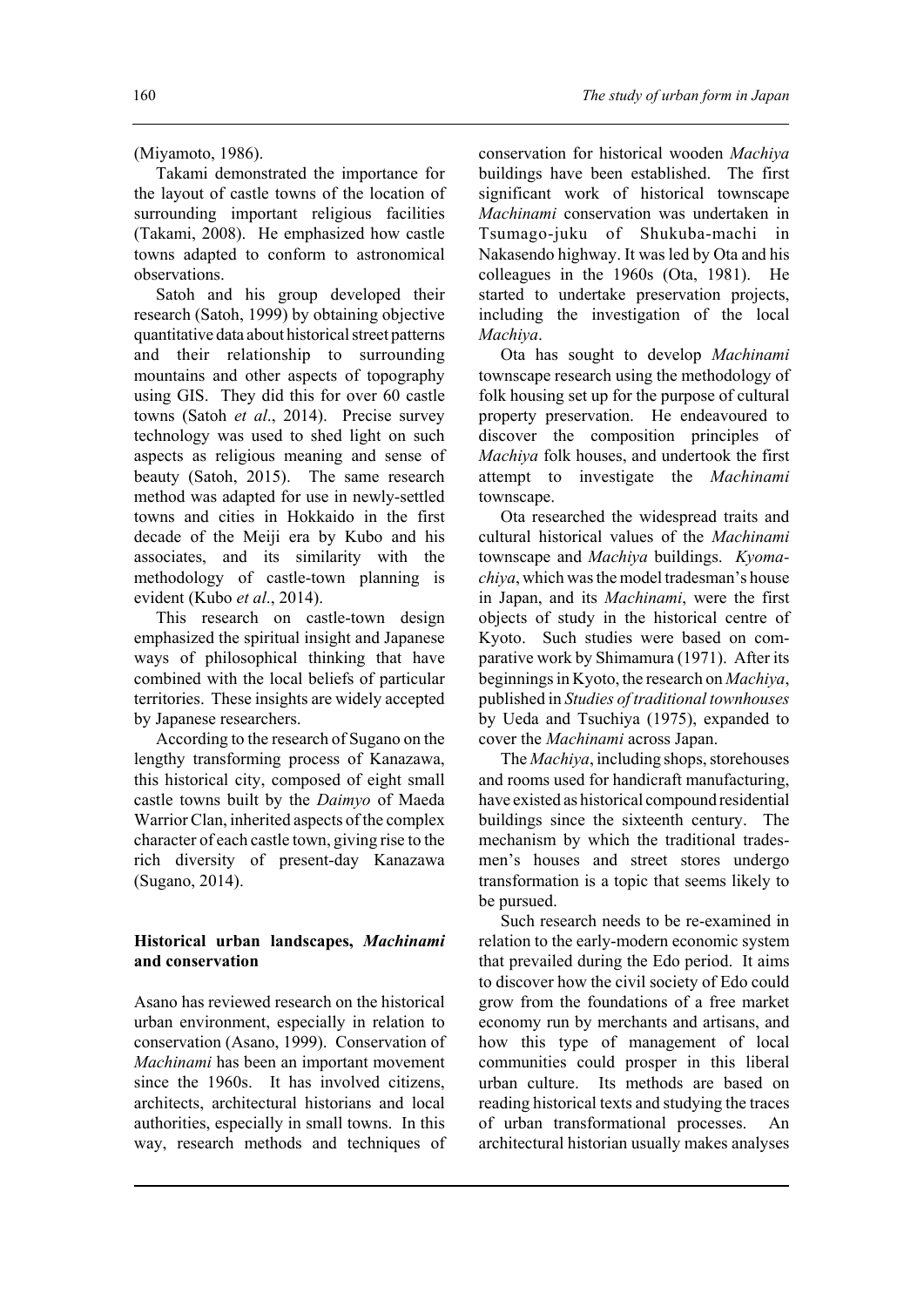(Miyamoto, 1986).

Takami demonstrated the importance for the layout of castle towns of the location of surrounding important religious facilities (Takami, 2008). He emphasized how castle towns adapted to conform to astronomical observations.

Satoh and his group developed their research (Satoh, 1999) by obtaining objective quantitative data about historical street patterns and their relationship to surrounding mountains and other aspects of topography using GIS. They did this for over 60 castle towns (Satoh *et al*., 2014). Precise survey technology was used to shed light on such aspects as religious meaning and sense of beauty (Satoh, 2015). The same research method was adapted for use in newly-settled towns and cities in Hokkaido in the first decade of the Meiji era by Kubo and his associates, and its similarity with the methodology of castle-town planning is evident (Kubo *et al*., 2014).

This research on castle-town design emphasized the spiritual insight and Japanese ways of philosophical thinking that have combined with the local beliefs of particular territories. These insights are widely accepted by Japanese researchers.

According to the research of Sugano on the lengthy transforming process of Kanazawa, this historical city, composed of eight small castle towns built by the *Daimyo* of Maeda Warrior Clan, inherited aspects of the complex character of each castle town, giving rise to the rich diversity of present-day Kanazawa (Sugano, 2014).

## Historical urban landscapes, *Machinami* and conservation

Asano has reviewed research on the historical urban environment, especially in relation to conservation (Asano, 1999). Conservation of *Machinami* has been an important movement since the 1960s. It has involved citizens, architects, architectural historians and local authorities, especially in small towns. In this way, research methods and techniques of conservation for historical wooden *Machiya* buildings have been established. The first significant work of historical townscape *Machinami* conservation was undertaken in Tsumago-juku of Shukuba-machi in Nakasendo highway. It was led by Ota and his colleagues in the 1960s (Ota, 1981). He started to undertake preservation projects, including the investigation of the local *Machiya*.

Ota has sought to develop *Machinami* townscape research using the methodology of folk housing set up for the purpose of cultural property preservation. He endeavoured to discover the composition principles of *Machiya* folk houses, and undertook the first attempt to investigate the *Machinami* townscape.

Ota researched the widespread traits and cultural historical values of the *Machinami* townscape and *Machiya* buildings. *Kyomachiya*, which was the model tradesman's house in Japan, and its *Machinami*, were the first objects of study in the historical centre of Kyoto. Such studies were based on comparative work by Shimamura (1971). After its beginnings in Kyoto, the research on *Machiya*, published in *Studies of traditional townhouses* by Ueda and Tsuchiya (1975), expanded to cover the *Machinami* across Japan.

The *Machiya*, including shops, storehouses and rooms used for handicraft manufacturing, have existed as historical compound residential buildings since the sixteenth century. The mechanism by which the traditional tradesmen's houses and street stores undergo transformation is a topic that seems likely to be pursued.

Such research needs to be re-examined in relation to the early-modern economic system that prevailed during the Edo period. It aims to discover how the civil society of Edo could grow from the foundations of a free market economy run by merchants and artisans, and how this type of management of local communities could prosper in this liberal urban culture. Its methods are based on reading historical texts and studying the traces of urban transformational processes. An architectural historian usually makes analyses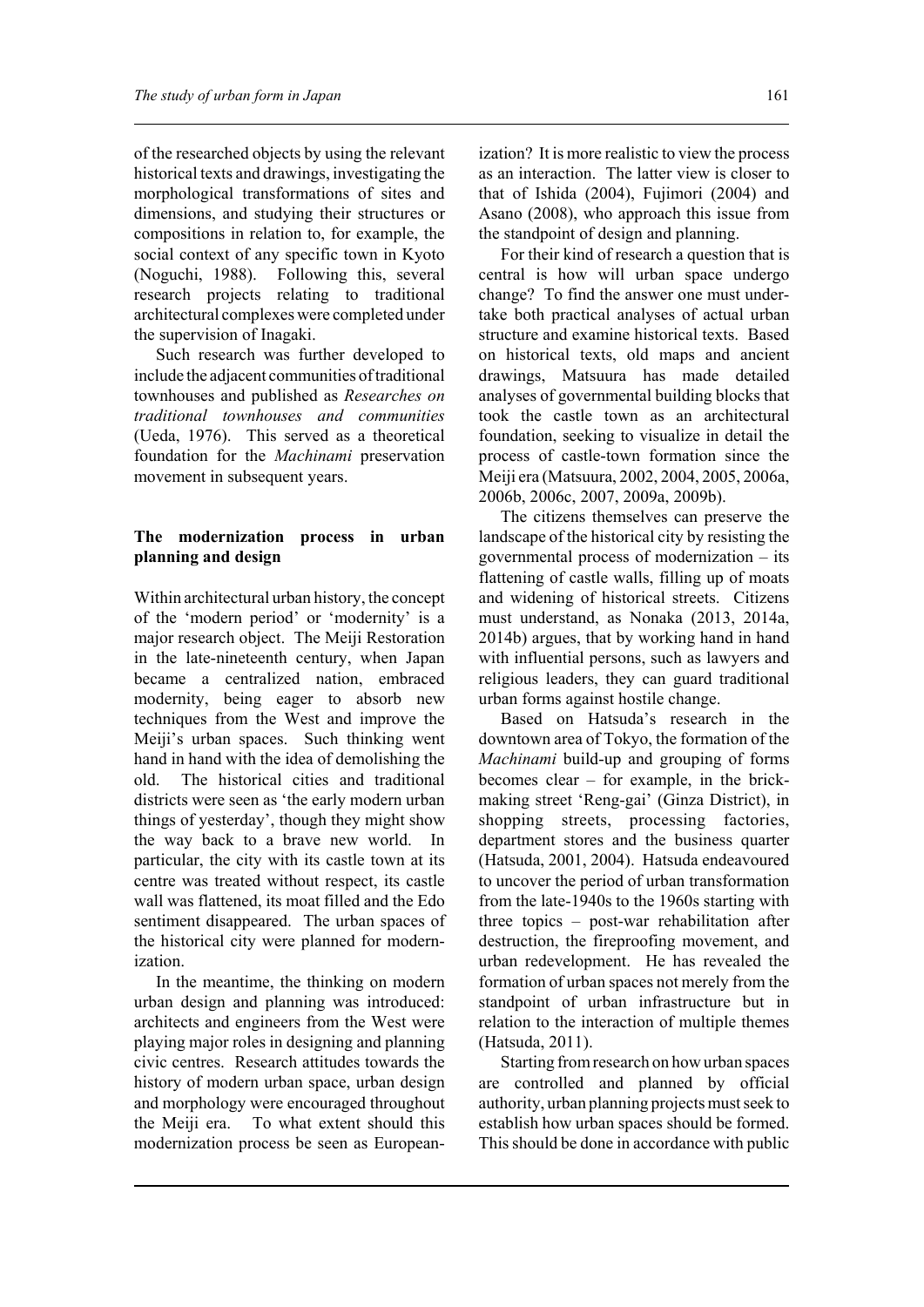of the researched objects by using the relevant historical texts and drawings, investigating the morphological transformations of sites and dimensions, and studying their structures or compositions in relation to, for example, the social context of any specific town in Kyoto (Noguchi, 1988). Following this, several research projects relating to traditional architectural complexes were completed under the supervision of Inagaki.

Such research was further developed to include the adjacent communities of traditional townhouses and published as *Researches on traditional townhouses and communities* (Ueda, 1976). This served as a theoretical foundation for the *Machinami* preservation movement in subsequent years.

## The modernization process in urban planning and design

Within architectural urban history, the concept of the 'modern period' or 'modernity' is a major research object. The Meiji Restoration in the late-nineteenth century, when Japan became a centralized nation, embraced modernity, being eager to absorb new techniques from the West and improve the Meiji's urban spaces. Such thinking went hand in hand with the idea of demolishing the old. The historical cities and traditional districts were seen as 'the early modern urban things of yesterday', though they might show the way back to a brave new world. In particular, the city with its castle town at its centre was treated without respect, its castle wall was flattened, its moat filled and the Edo sentiment disappeared. The urban spaces of the historical city were planned for modernization.

In the meantime, the thinking on modern urban design and planning was introduced: architects and engineers from the West were playing major roles in designing and planning civic centres. Research attitudes towards the history of modern urban space, urban design and morphology were encouraged throughout the Meiji era. To what extent should this modernization process be seen as Europeanization? It is more realistic to view the process as an interaction. The latter view is closer to that of Ishida (2004), Fujimori (2004) and Asano (2008), who approach this issue from the standpoint of design and planning.

For their kind of research a question that is central is how will urban space undergo change? To find the answer one must undertake both practical analyses of actual urban structure and examine historical texts. Based on historical texts, old maps and ancient drawings, Matsuura has made detailed analyses of governmental building blocks that took the castle town as an architectural foundation, seeking to visualize in detail the process of castle-town formation since the Meiji era (Matsuura, 2002, 2004, 2005, 2006a, 2006b, 2006c, 2007, 2009a, 2009b).

The citizens themselves can preserve the landscape of the historical city by resisting the governmental process of modernization – its flattening of castle walls, filling up of moats and widening of historical streets. Citizens must understand, as Nonaka (2013, 2014a, 2014b) argues, that by working hand in hand with influential persons, such as lawyers and religious leaders, they can guard traditional urban forms against hostile change.

Based on Hatsuda's research in the downtown area of Tokyo, the formation of the *Machinami* build-up and grouping of forms becomes clear – for example, in the brick-making street 'Reng-gai' (Ginza District), in shopping streets, processing factories, department stores and the business quarter (Hatsuda, 2001, 2004). Hatsuda endeavoured to uncover the period of urban transformation from the late-1940s to the 1960s starting with three topics – post-war rehabilitation after destruction, the fireproofing movement, and urban redevelopment. He has revealed the formation of urban spaces not merely from the standpoint of urban infrastructure but in relation to the interaction of multiple themes (Hatsuda, 2011).

Starting from research on how urban spaces are controlled and planned by official authority, urban planning projects must seek to establish how urban spaces should be formed. This should be done in accordance with public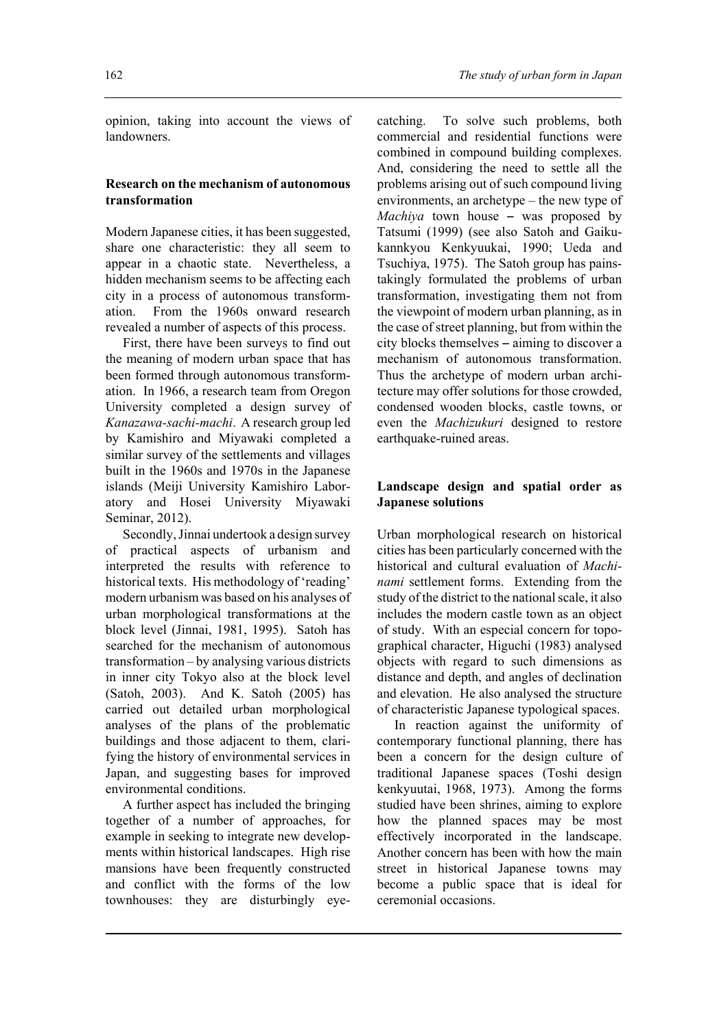opinion, taking into account the views of landowners.

## Research on the mechanism of autonomous transformation

Modern Japanese cities, it has been suggested, share one characteristic: they all seem to appear in a chaotic state. Nevertheless, a hidden mechanism seems to be affecting each city in a process of autonomous transformation. From the 1960s onward research revealed a number of aspects of this process.

First, there have been surveys to find out the meaning of modern urban space that has been formed through autonomous transformation. In 1966, a research team from Oregon University completed a design survey of *Kanazawa-sachi-machi*. A research group led by Kamishiro and Miyawaki completed a similar survey of the settlements and villages built in the 1960s and 1970s in the Japanese islands (Meiji University Kamishiro Laboratory and Hosei University Miyawaki Seminar, 2012).

Secondly, Jinnai undertook a design survey of practical aspects of urbanism and interpreted the results with reference to historical texts. His methodology of 'reading' modern urbanism was based on his analyses of urban morphological transformations at the block level (Jinnai, 1981, 1995). Satoh has searched for the mechanism of autonomous transformation – by analysing various districts in inner city Tokyo also at the block level (Satoh, 2003). And K. Satoh (2005) has carried out detailed urban morphological analyses of the plans of the problematic buildings and those adjacent to them, clarifying the history of environmental services in Japan, and suggesting bases for improved environmental conditions.

A further aspect has included the bringing together of a number of approaches, for example in seeking to integrate new developments within historical landscapes. High rise mansions have been frequently constructed and conflict with the forms of the low townhouses: they are disturbingly eye-catching. To solve such problems, both commercial and residential functions were combined in compound building complexes. And, considering the need to settle all the problems arising out of such compound living environments, an archetype – the new type of *Machiya* town house – was proposed by Tatsumi (1999) (see also Satoh and Gaikukannkyou Kenkyuukai, 1990; Ueda and Tsuchiya, 1975). The Satoh group has painstakingly formulated the problems of urban transformation, investigating them not from the viewpoint of modern urban planning, as in the case of street planning, but from within the city blocks themselves – aiming to discover a mechanism of autonomous transformation. Thus the archetype of modern urban architecture may offer solutions for those crowded, condensed wooden blocks, castle towns, or even the *Machizukuri* designed to restore earthquake-ruined areas.

## Landscape design and spatial order as Japanese solutions

Urban morphological research on historical cities has been particularly concerned with the historical and cultural evaluation of *Machinami* settlement forms. Extending from the study of the district to the national scale, it also includes the modern castle town as an object of study. With an especial concern for topographical character, Higuchi (1983) analysed objects with regard to such dimensions as distance and depth, and angles of declination and elevation. He also analysed the structure of characteristic Japanese typological spaces.

In reaction against the uniformity of contemporary functional planning, there has been a concern for the design culture of traditional Japanese spaces (Toshi design kenkyuutai, 1968, 1973). Among the forms studied have been shrines, aiming to explore how the planned spaces may be most effectively incorporated in the landscape. Another concern has been with how the main street in historical Japanese towns may become a public space that is ideal for ceremonial occasions.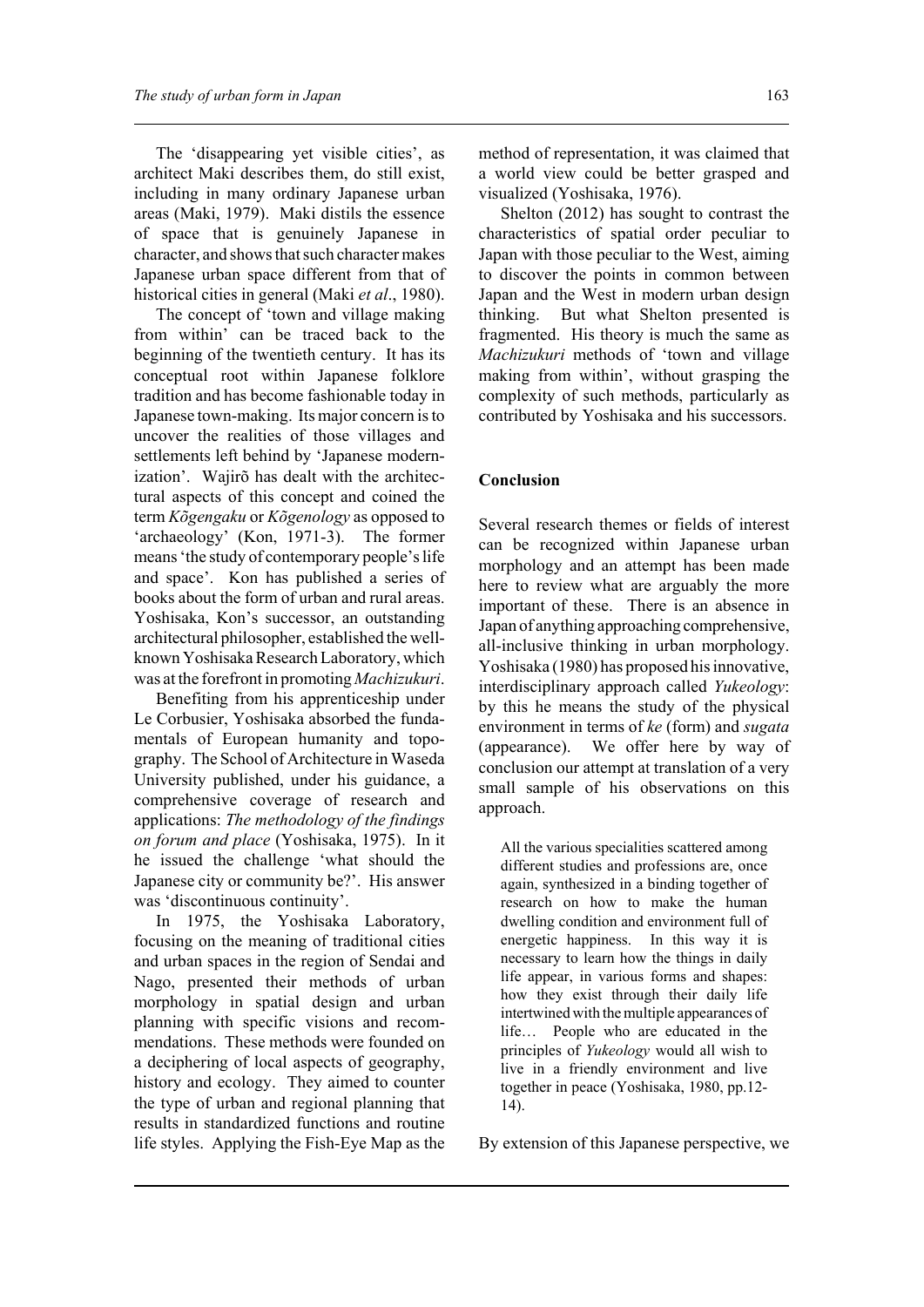The 'disappearing yet visible cities', as architect Maki describes them, do still exist, including in many ordinary Japanese urban areas (Maki, 1979). Maki distils the essence of space that is genuinely Japanese in character, and shows that such character makes Japanese urban space different from that of historical cities in general (Maki *et al*., 1980).

The concept of 'town and village making from within' can be traced back to the beginning of the twentieth century. It has its conceptual root within Japanese folklore tradition and has become fashionable today in Japanese town-making. Its major concern is to uncover the realities of those villages and settlements left behind by 'Japanese modernization'. Wajirõ has dealt with the architectural aspects of this concept and coined the term *Kõgengaku* or *Kõgenology* as opposed to 'archaeology' (Kon, 1971-3). The former means 'the study of contemporary people's life and space'. Kon has published a series of books about the form of urban and rural areas. Yoshisaka, Kon's successor, an outstanding architectural philosopher, established the well-known Yoshisaka Research Laboratory, which was at the forefront in promoting *Machizukuri*.

Benefiting from his apprenticeship under Le Corbusier, Yoshisaka absorbed the fundamentals of European humanity and topography. The School of Architecture in Waseda University published, under his guidance, a comprehensive coverage of research and applications: *The methodology of the findings on forum and place* (Yoshisaka, 1975). In it he issued the challenge 'what should the Japanese city or community be?'. His answer was 'discontinuous continuity'.

In 1975, the Yoshisaka Laboratory, focusing on the meaning of traditional cities and urban spaces in the region of Sendai and Nago, presented their methods of urban morphology in spatial design and urban planning with specific visions and recommendations. These methods were founded on a deciphering of local aspects of geography, history and ecology. They aimed to counter the type of urban and regional planning that results in standardized functions and routine life styles. Applying the Fish-Eye Map as the method of representation, it was claimed that a world view could be better grasped and visualized (Yoshisaka, 1976).

Shelton (2012) has sought to contrast the characteristics of spatial order peculiar to Japan with those peculiar to the West, aiming to discover the points in common between Japan and the West in modern urban design thinking. But what Shelton presented is fragmented. His theory is much the same as *Machizukuri* methods of 'town and village making from within', without grasping the complexity of such methods, particularly as contributed by Yoshisaka and his successors.

## Conclusion

Several research themes or fields of interest can be recognized within Japanese urban morphology and an attempt has been made here to review what are arguably the more important of these. There is an absence in Japan of anything approaching comprehensive, all-inclusive thinking in urban morphology. Yoshisaka (1980) has proposed his innovative, interdisciplinary approach called *Yukeology*: by this he means the study of the physical environment in terms of *ke* (form) and *sugata* (appearance). We offer here by way of conclusion our attempt at translation of a very small sample of his observations on this approach.

> All the various specialities scattered among different studies and professions are, once again, synthesized in a binding together of research on how to make the human dwelling condition and environment full of energetic happiness. In this way it is necessary to learn how the things in daily life appear, in various forms and shapes: how they exist through their daily life intertwined with the multiple appearances of life… People who are educated in the principles of *Yukeology* would all wish to live in a friendly environment and live together in peace (Yoshisaka, 1980, pp.12-14).

By extension of this Japanese perspective, we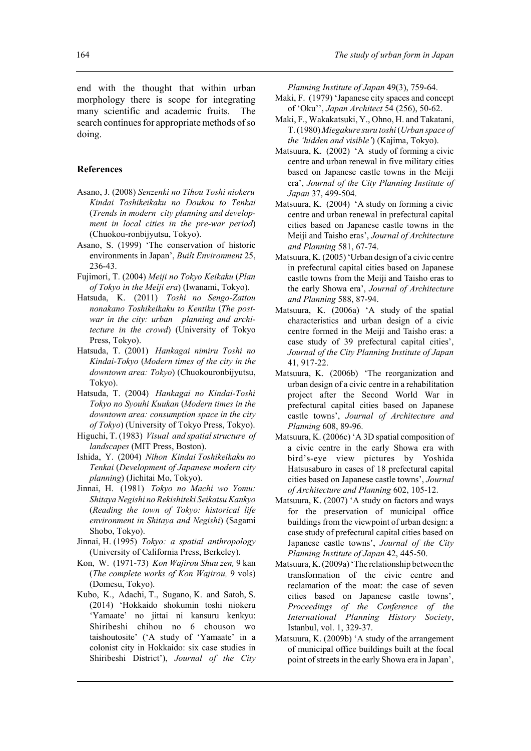end with the thought that within urban morphology there is scope for integrating many scientific and academic fruits. The search continues for appropriate methods of so doing.

## References

Asano, J. (2008) *Senzenki no Tihou Toshi niokeru Kindai Toshikeikaku no Doukou to Tenkai* (*Trends in modern city planning and development in local cities in the pre-war period*) (Chuokou-ronbijyutsu, Tokyo).

Asano, S. (1999) 'The conservation of historic environments in Japan', *Built Environment* 25, 236-43.

Fujimori, T. (2004) *Meiji no Tokyo Keikaku* (*Plan of Tokyo in the Meiji era*) (Iwanami, Tokyo).

Hatsuda, K. (2011) *Toshi no Sengo-Zattou nonakano Toshikeikaku to Kentiku* (*The post-war in the city: urban planning and architecture in the crowd*) (University of Tokyo Press, Tokyo).

Hatsuda, T. (2001) *Hankagai nimiru Toshi no Kindai-Tokyo* (*Modern times of the city in the downtown area: Tokyo*) (Chuokouronbijyutsu, Tokyo).

Hatsuda, T. (2004) *Hankagai no Kindai-Toshi Tokyo no Syouhi Kuukan* (*Modern times in the downtown area: consumption space in the city of Tokyo*) (University of Tokyo Press, Tokyo).

Higuchi, T. (1983) *Visual and spatial structure of landscapes* (MIT Press, Boston).

Ishida, Y. (2004) *Nihon Kindai Toshikeikaku no Tenkai* (*Development of Japanese modern city planning*) (Jichitai Mo, Tokyo).

Jinnai, H. (1981) *Tokyo no Machi wo Yomu: Shitaya Negishi no Rekishiteki Seikatsu Kankyo* (*Reading the town of Tokyo: historical life environment in Shitaya and Negishi*) (Sagami Shobo, Tokyo).

Jinnai, H. (1995) *Tokyo: a spatial anthropology* (University of California Press, Berkeley).

Kon, W. (1971-73) *Kon Wajirou Shuu zen,* 9 kan (*The complete works of Kon Wajirou,* 9 vols) (Domesu, Tokyo).

Kubo, K., Adachi, T., Sugano, K. and Satoh, S. (2014) 'Hokkaido shokumin toshi niokeru 'Yamaate' no jittai ni kansuru kenkyu: Shiribeshi chihou no 6 chouson wo taishoutosite' ('A study of 'Yamaate' in a colonist city in Hokkaido: six case studies in Shiribeshi District'), *Journal of the City Planning Institute of Japan* 49(3), 759-64.

Maki, F. (1979) 'Japanese city spaces and concept of 'Oku'', *Japan Architect* 54 (256), 50-62.

Maki, F., Wakakatsuki, Y., Ohno, H. and Takatani, T. (1980) *Miegakure suru toshi* (*Urban space of the 'hidden and visible'*) (Kajima, Tokyo).

Matsuura, K. (2002) 'A study of forming a civic centre and urban renewal in five military cities based on Japanese castle towns in the Meiji era', *Journal of the City Planning Institute of Japan* 37, 499-504.

Matsuura, K. (2004) 'A study on forming a civic centre and urban renewal in prefectural capital cities based on Japanese castle towns in the Meiji and Taisho eras', *Journal of Architecture and Planning* 581, 67-74.

Matsuura, K. (2005) 'Urban design of a civic centre in prefectural capital cities based on Japanese castle towns from the Meiji and Taisho eras to the early Showa era', *Journal of Architecture and Planning* 588, 87-94.

Matsuura, K. (2006a) 'A study of the spatial characteristics and urban design of a civic centre formed in the Meiji and Taisho eras: a case study of 39 prefectural capital cities', *Journal of the City Planning Institute of Japan* 41, 917-22.

Matsuura, K. (2006b) 'The reorganization and urban design of a civic centre in a rehabilitation project after the Second World War in prefectural capital cities based on Japanese castle towns', *Journal of Architecture and Planning* 608, 89-96.

Matsuura, K. (2006c) 'A 3D spatial composition of a civic centre in the early Showa era with bird's-eye view pictures by Yoshida Hatsusaburo in cases of 18 prefectural capital cities based on Japanese castle towns', *Journal of Architecture and Planning* 602, 105-12.

Matsuura, K. (2007) 'A study on factors and ways for the preservation of municipal office buildings from the viewpoint of urban design: a case study of prefectural capital cities based on Japanese castle towns', *Journal of the City Planning Institute of Japan* 42, 445-50.

Matsuura, K. (2009a) 'The relationship between the transformation of the civic centre and reclamation of the moat: the case of seven cities based on Japanese castle towns', *Proceedings of the Conference of the International Planning History Society*, Istanbul, vol. 1, 329-37.

Matsuura, K. (2009b) 'A study of the arrangement of municipal office buildings built at the focal point of streets in the early Showa era in Japan',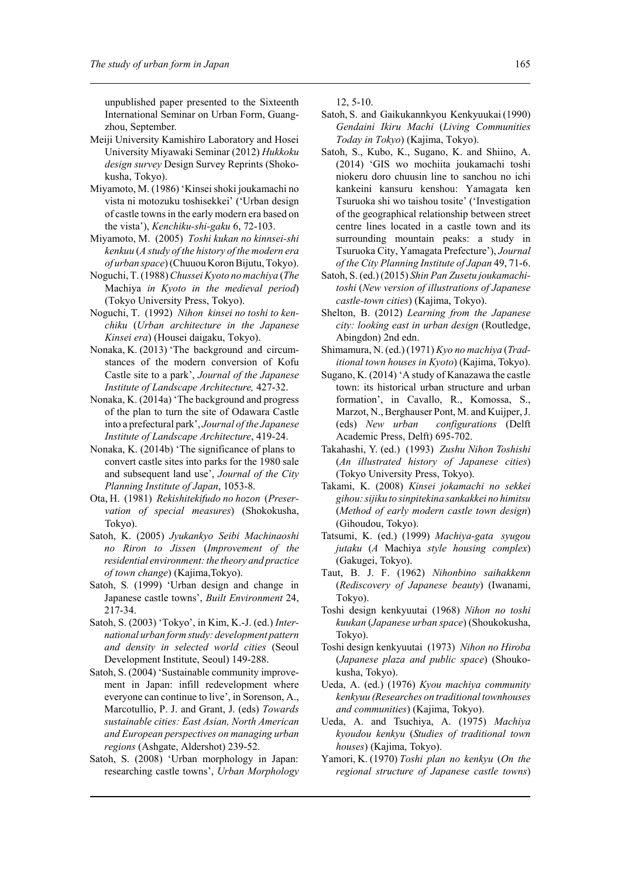unpublished paper presented to the Sixteenth International Seminar on Urban Form, Guangzhou, September.

Meiji University Kamishiro Laboratory and Hosei University Miyawaki Seminar (2012) *Hukkoku design survey* Design Survey Reprints (Shokokusha, Tokyo).

Miyamoto, M. (1986) 'Kinsei shoki joukamachi no vista ni motozuku toshisekkei' ('Urban design of castle towns in the early modern era based on the vista'), *Kenchiku-shi-gaku* 6, 72-103.

Miyamoto, M. (2005) *Toshi kukan no kinnsei-shi kenkuu* (*A study of the history of the modern era of urban space*) (Chuuou Koron Bijutu, Tokyo).

Noguchi, T. (1988) *Chussei Kyoto no machiya* (*The* Machiya *in Kyoto in the medieval period*) (Tokyo University Press, Tokyo).

Noguchi, T. (1992) *Nihon kinsei no toshi to kenchiku* (*Urban architecture in the Japanese Kinsei era*) (Housei daigaku, Tokyo).

Nonaka, K. (2013) 'The background and circumstances of the modern conversion of Kofu Castle site to a park', *Journal of the Japanese Institute of Landscape Architecture,* 427-32.

Nonaka, K. (2014a) 'The background and progress of the plan to turn the site of Odawara Castle into a prefectural park', *Journal of the Japanese Institute of Landscape Architecture*, 419-24.

Nonaka, K. (2014b) 'The significance of plans to convert castle sites into parks for the 1980 sale and subsequent land use', *Journal of the City Planning Institute of Japan*, 1053-8.

Ota, H. (1981) *Rekishitekifudo no hozon* (*Preservation of special measures*) (Shokokusha, Tokyo).

Satoh, K. (2005) *Jyukankyo Seibi Machinaoshi no Riron to Jissen* (*Improvement of the residential environment: the theory and practice of town change*) (Kajima,Tokyo).

Satoh, S. (1999) 'Urban design and change in Japanese castle towns', *Built Environment* 24, 217-34.

Satoh, S. (2003) 'Tokyo', in Kim, K.-J. (ed.) *International urban form study: development pattern and density in selected world cities* (Seoul Development Institute, Seoul) 149-288.

Satoh, S. (2004) 'Sustainable community improvement in Japan: infill redevelopment where everyone can continue to live', in Sorenson, A., Marcotullio, P. J. and Grant, J. (eds) *Towards sustainable cities: East Asian, North American and European perspectives on managing urban regions* (Ashgate, Aldershot) 239-52.

Satoh, S. (2008) 'Urban morphology in Japan: researching castle towns', *Urban Morphology* 12, 5-10.

Satoh, S. and Gaikukannkyou Kenkyuukai (1990) *Gendaini Ikiru Machi* (*Living Communities Today in Tokyo*) (Kajima, Tokyo).

Satoh, S., Kubo, K., Sugano, K. and Shiino, A. (2014) 'GIS wo mochiita joukamachi toshi niokeru doro chuusin line to sanchou no ichi kankeini kansuru kenshou: Yamagata ken Tsuruoka shi wo taishou tosite' ('Investigation of the geographical relationship between street centre lines located in a castle town and its surrounding mountain peaks: a study in Tsuruoka City, Yamagata Prefecture'), *Journal of the City Planning Institute of Japan* 49, 71-6.

Satoh, S. (ed.) (2015) *Shin Pan Zusetu joukamachi-toshi* (*New version of illustrations of Japanese castle-town cities*) (Kajima, Tokyo).

Shelton, B. (2012) *Learning from the Japanese city: looking east in urban design* (Routledge, Abingdon) 2nd edn.

Shimamura, N. (ed.) (1971) *Kyo no machiya* (*Traditional town houses in Kyoto*) (Kajima, Tokyo).

Sugano, K. (2014) 'A study of Kanazawa the castle town: its historical urban structure and urban formation', in Cavallo, R., Komossa, S., Marzot, N., Berghauser Pont, M. and Kuijper, J. (eds) *New urban configurations* (Delft Academic Press, Delft) 695-702.

Takahashi, Y. (ed.) (1993) *Zushu Nihon Toshishi* (*An illustrated history of Japanese cities*) (Tokyo University Press, Tokyo).

Takami, K. (2008) *Kinsei jokamachi no sekkei gihou: sijiku to sinpitekina sankakkei no himitsu* (*Method of early modern castle town design*) (Gihoudou, Tokyo).

Tatsumi, K. (ed.) (1999) *Machiya-gata syugou jutaku* (*A* Machiya *style housing complex*) (Gakugei, Tokyo).

Taut, B. J. F. (1962) *Nihonbino saihakkenn* (*Rediscovery of Japanese beauty*) (Iwanami, Tokyo).

Toshi design kenkyuutai (1968) *Nihon no toshi kuukan* (*Japanese urban space*) (Shoukokusha, Tokyo).

Toshi design kenkyuutai (1973) *Nihon no Hiroba* (*Japanese plaza and public space*) (Shoukokusha, Tokyo).

Ueda, A. (ed.) (1976) *Kyou machiya community kenkyuu (Researches on traditional townhouses and communities*) (Kajima, Tokyo).

Ueda, A. and Tsuchiya, A. (1975) *Machiya kyoudou kenkyu* (*Studies of traditional town houses*) (Kajima, Tokyo).

Yamori, K. (1970) *Toshi plan no kenkyu* (*On the regional structure of Japanese castle towns*)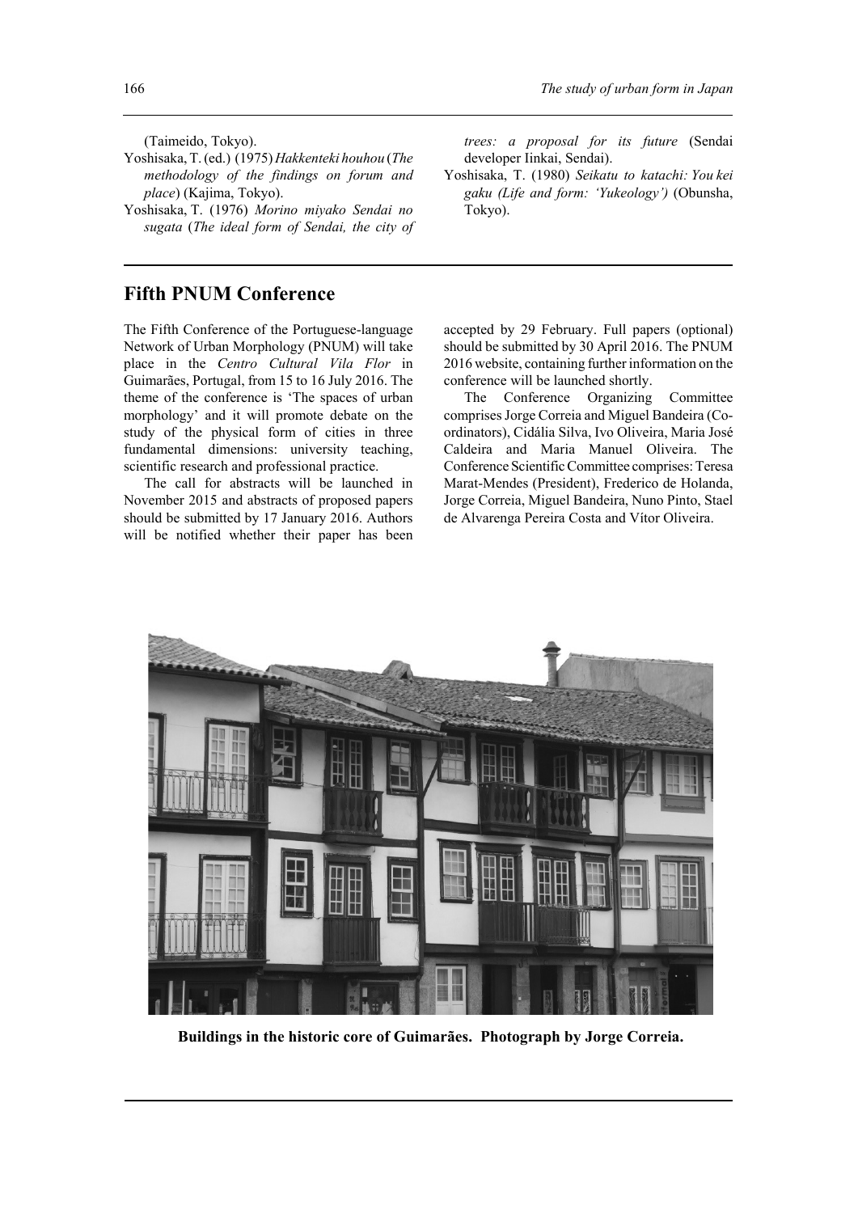(Taimeido, Tokyo).

Yoshisaka, T. (ed.) (1975) *Hakkenteki houhou* (*The methodology of the findings on forum and place*) (Kajima, Tokyo).

Yoshisaka, T. (1976) *Morino miyako Sendai no sugata* (*The ideal form of Sendai, the city of trees: a proposal for its future* (Sendai developer Iinkai, Sendai).

Yoshisaka, T. (1980) *Seikatu to katachi: You kei gaku (Life and form: 'Yukeology')* (Obunsha, Tokyo).

## Fifth PNUM Conference

The Fifth Conference of the Portuguese-language Network of Urban Morphology (PNUM) will take place in the *Centro Cultural Vila Flor* in Guimarães, Portugal, from 15 to 16 July 2016. The theme of the conference is 'The spaces of urban morphology' and it will promote debate on the study of the physical form of cities in three fundamental dimensions: university teaching, scientific research and professional practice.

The call for abstracts will be launched in November 2015 and abstracts of proposed papers should be submitted by 17 January 2016. Authors will be notified whether their paper has been accepted by 29 February. Full papers (optional) should be submitted by 30 April 2016. The PNUM 2016 website, containing further information on the conference will be launched shortly.

The Conference Organizing Committee comprises Jorge Correia and Miguel Bandeira (Co-ordinators), Cidália Silva, Ivo Oliveira, Maria José Caldeira and Maria Manuel Oliveira. The Conference Scientific Committee comprises: Teresa Marat-Mendes (President), Frederico de Holanda, Jorge Correia, Miguel Bandeira, Nuno Pinto, Stael de Alvarenga Pereira Costa and Vítor Oliveira.

**Buildings in the historic core of Guimarães. Photograph by Jorge Correia.**